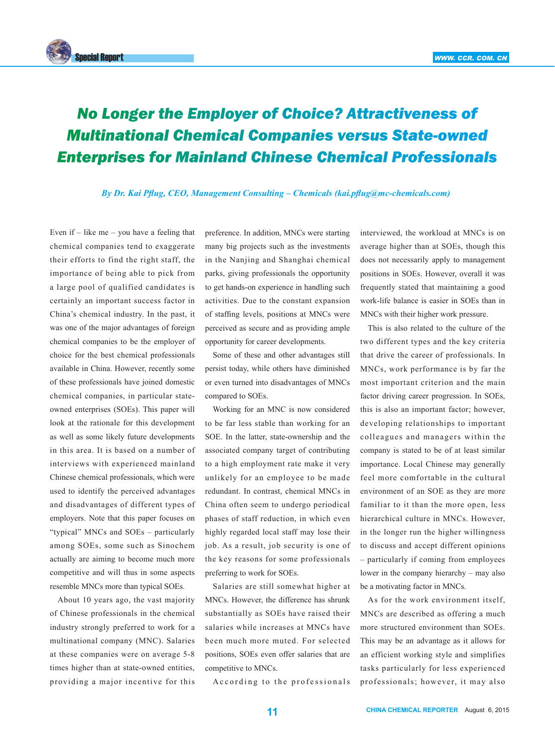# No Longer the Employer of Choice? Attractiveness of Multinational Chemical Companies versus State-owned Enterprises for Mainland Chinese Chemical Professionals

*By Dr. Kai Pflug, CEO, Management Consulting – Chemicals (kai.pflug@mc-chemicals.com)*

Even if – like me – you have a feeling that chemical companies tend to exaggerate their efforts to find the right staff, the importance of being able to pick from a large pool of qualified candidates is certainly an important success factor in China's chemical industry. In the past, it was one of the major advantages of foreign chemical companies to be the employer of choice for the best chemical professionals available in China. However, recently some of these professionals have joined domestic chemical companies, in particular state-owned enterprises (SOEs). This paper will look at the rationale for this development as well as some likely future developments in this area. It is based on a number of interviews with experienced mainland Chinese chemical professionals, which were used to identify the perceived advantages and disadvantages of different types of employers. Note that this paper focuses on "typical" MNCs and SOEs – particularly among SOEs, some such as Sinochem actually are aiming to become much more competitive and will thus in some aspects resemble MNCs more than typical SOEs.

About 10 years ago, the vast majority of Chinese professionals in the chemical industry strongly preferred to work for a multinational company (MNC). Salaries at these companies were on average 5-8 times higher than at state-owned entities, providing a major incentive for this preference. In addition, MNCs were starting many big projects such as the investments in the Nanjing and Shanghai chemical parks, giving professionals the opportunity to get hands-on experience in handling such activities. Due to the constant expansion of staffing levels, positions at MNCs were perceived as secure and as providing ample opportunity for career developments.

Some of these and other advantages still persist today, while others have diminished or even turned into disadvantages of MNCs compared to SOEs.

Working for an MNC is now considered to be far less stable than working for an SOE. In the latter, state-ownership and the associated company target of contributing to a high employment rate make it very unlikely for an employee to be made redundant. In contrast, chemical MNCs in China often seem to undergo periodical phases of staff reduction, in which even highly regarded local staff may lose their job. As a result, job security is one of the key reasons for some professionals preferring to work for SOEs.

Salaries are still somewhat higher at MNCs. However, the difference has shrunk substantially as SOEs have raised their salaries while increases at MNCs have been much more muted. For selected positions, SOEs even offer salaries that are competitive to MNCs.

According to the professionals interviewed, the workload at MNCs is on average higher than at SOEs, though this does not necessarily apply to management positions in SOEs. However, overall it was frequently stated that maintaining a good work-life balance is easier in SOEs than in MNCs with their higher work pressure.

This is also related to the culture of the two different types and the key criteria that drive the career of professionals. In MNCs, work performance is by far the most important criterion and the main factor driving career progression. In SOEs, this is also an important factor; however, developing relationships to important colleagues and managers within the company is stated to be of at least similar importance. Local Chinese may generally feel more comfortable in the cultural environment of an SOE as they are more familiar to it than the more open, less hierarchical culture in MNCs. However, in the longer run the higher willingness to discuss and accept different opinions – particularly if coming from employees lower in the company hierarchy – may also be a motivating factor in MNCs.

As for the work environment itself, MNCs are described as offering a much more structured environment than SOEs. This may be an advantage as it allows for an efficient working style and simplifies tasks particularly for less experienced professionals; however, it may also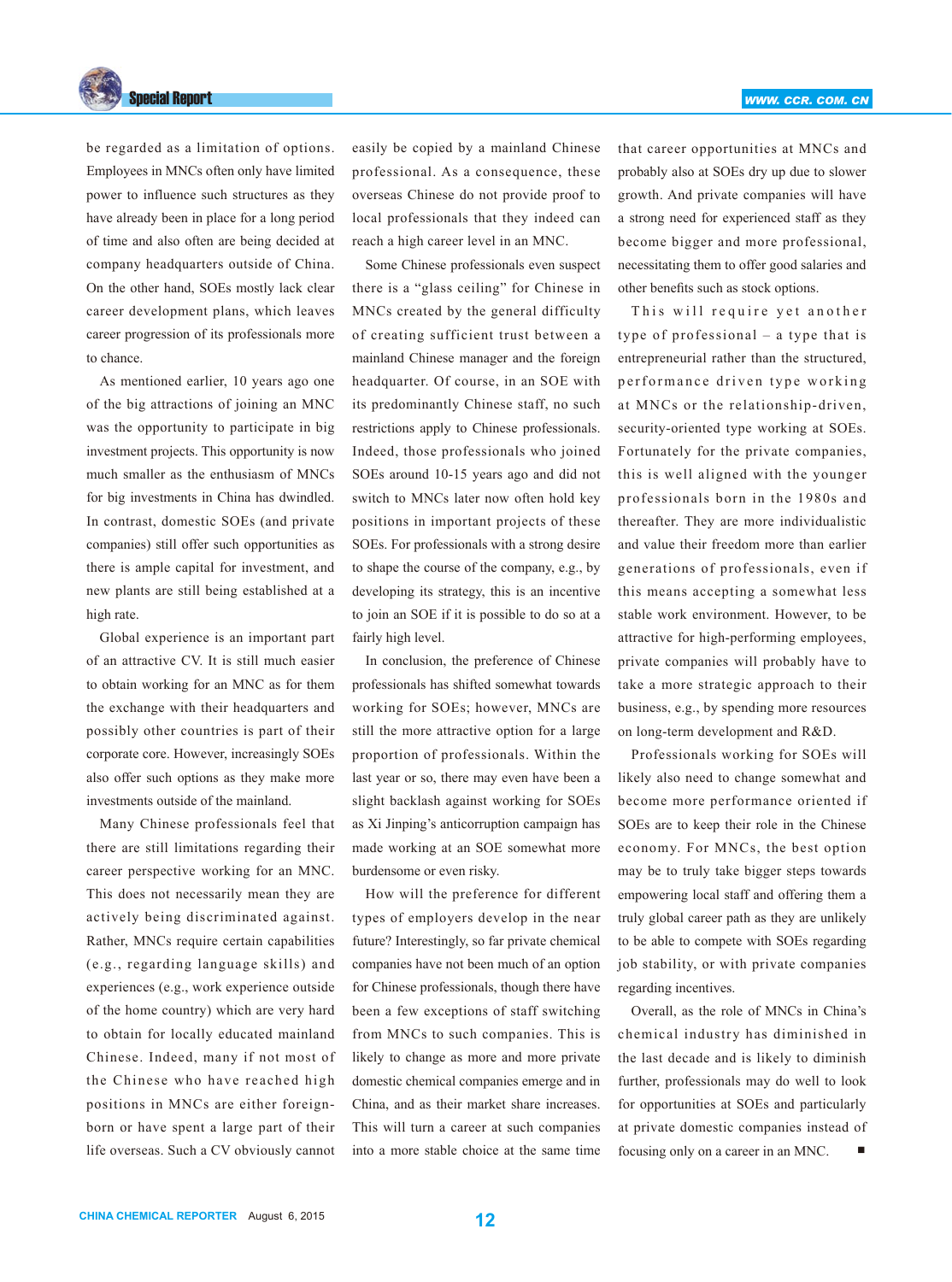be regarded as a limitation of options. Employees in MNCs often only have limited power to influence such structures as they have already been in place for a long period of time and also often are being decided at company headquarters outside of China. On the other hand, SOEs mostly lack clear career development plans, which leaves career progression of its professionals more to chance.

As mentioned earlier, 10 years ago one of the big attractions of joining an MNC was the opportunity to participate in big investment projects. This opportunity is now much smaller as the enthusiasm of MNCs for big investments in China has dwindled. In contrast, domestic SOEs (and private companies) still offer such opportunities as there is ample capital for investment, and new plants are still being established at a high rate.

Global experience is an important part of an attractive CV. It is still much easier to obtain working for an MNC as for them the exchange with their headquarters and possibly other countries is part of their corporate core. However, increasingly SOEs also offer such options as they make more investments outside of the mainland.

Many Chinese professionals feel that there are still limitations regarding their career perspective working for an MNC. This does not necessarily mean they are actively being discriminated against. Rather, MNCs require certain capabilities (e.g., regarding language skills) and experiences (e.g., work experience outside of the home country) which are very hard to obtain for locally educated mainland Chinese. Indeed, many if not most of the Chinese who have reached high positions in MNCs are either foreign-born or have spent a large part of their life overseas. Such a CV obviously cannot easily be copied by a mainland Chinese professional. As a consequence, these overseas Chinese do not provide proof to local professionals that they indeed can reach a high career level in an MNC.

Some Chinese professionals even suspect there is a "glass ceiling" for Chinese in MNCs created by the general difficulty of creating sufficient trust between a mainland Chinese manager and the foreign headquarter. Of course, in an SOE with its predominantly Chinese staff, no such restrictions apply to Chinese professionals. Indeed, those professionals who joined SOEs around 10-15 years ago and did not switch to MNCs later now often hold key positions in important projects of these SOEs. For professionals with a strong desire to shape the course of the company, e.g., by developing its strategy, this is an incentive to join an SOE if it is possible to do so at a fairly high level.

In conclusion, the preference of Chinese professionals has shifted somewhat towards working for SOEs; however, MNCs are still the more attractive option for a large proportion of professionals. Within the last year or so, there may even have been a slight backlash against working for SOEs as Xi Jinping's anticorruption campaign has made working at an SOE somewhat more burdensome or even risky.

How will the preference for different types of employers develop in the near future? Interestingly, so far private chemical companies have not been much of an option for Chinese professionals, though there have been a few exceptions of staff switching from MNCs to such companies. This is likely to change as more and more private domestic chemical companies emerge and in China, and as their market share increases. This will turn a career at such companies into a more stable choice at the same time that career opportunities at MNCs and probably also at SOEs dry up due to slower growth. And private companies will have a strong need for experienced staff as they become bigger and more professional, necessitating them to offer good salaries and other benefits such as stock options.

This will require yet another type of professional – a type that is entrepreneurial rather than the structured, performance driven type working at MNCs or the relationship-driven, security-oriented type working at SOEs. Fortunately for the private companies, this is well aligned with the younger professionals born in the 1980s and thereafter. They are more individualistic and value their freedom more than earlier generations of professionals, even if this means accepting a somewhat less stable work environment. However, to be attractive for high-performing employees, private companies will probably have to take a more strategic approach to their business, e.g., by spending more resources on long-term development and R&D.

Professionals working for SOEs will likely also need to change somewhat and become more performance oriented if SOEs are to keep their role in the Chinese economy. For MNCs, the best option may be to truly take bigger steps towards empowering local staff and offering them a truly global career path as they are unlikely to be able to compete with SOEs regarding job stability, or with private companies regarding incentives.

Overall, as the role of MNCs in China's chemical industry has diminished in the last decade and is likely to diminish further, professionals may do well to look for opportunities at SOEs and particularly at private domestic companies instead of focusing only on a career in an MNC. ■